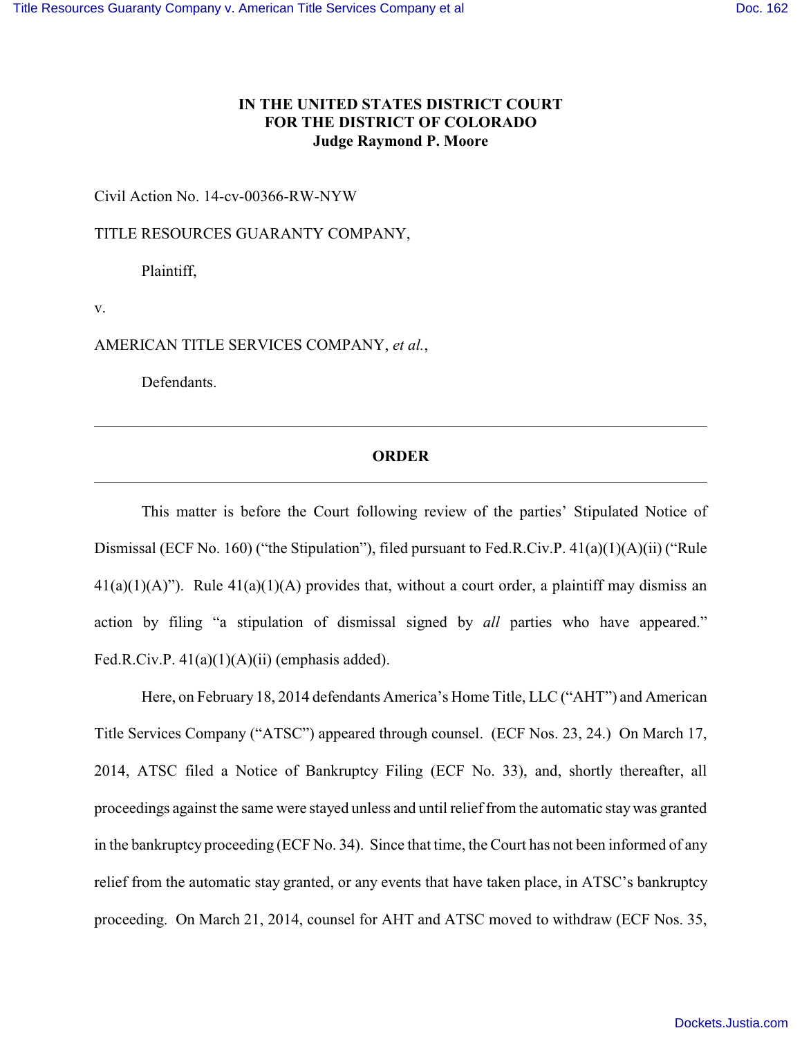**IN THE UNITED STATES DISTRICT COURT**
**FOR THE DISTRICT OF COLORADO**
**Judge Raymond P. Moore**

Civil Action No. 14-cv-00366-RW-NYW

TITLE RESOURCES GUARANTY COMPANY,

Plaintiff,

v.

AMERICAN TITLE SERVICES COMPANY, *et al.*,

Defendants.

---

## ORDER

---

This matter is before the Court following review of the parties' Stipulated Notice of Dismissal (ECF No. 160) ("the Stipulation"), filed pursuant to Fed.R.Civ.P. 41(a)(1)(A)(ii) ("Rule 41(a)(1)(A)"). Rule 41(a)(1)(A) provides that, without a court order, a plaintiff may dismiss an action by filing "a stipulation of dismissal signed by *all* parties who have appeared." Fed.R.Civ.P. 41(a)(1)(A)(ii) (emphasis added).

Here, on February 18, 2014 defendants America's Home Title, LLC ("AHT") and American Title Services Company ("ATSC") appeared through counsel. (ECF Nos. 23, 24.) On March 17, 2014, ATSC filed a Notice of Bankruptcy Filing (ECF No. 33), and, shortly thereafter, all proceedings against the same were stayed unless and until relief from the automatic stay was granted in the bankruptcy proceeding (ECF No. 34). Since that time, the Court has not been informed of any relief from the automatic stay granted, or any events that have taken place, in ATSC's bankruptcy proceeding. On March 21, 2014, counsel for AHT and ATSC moved to withdraw (ECF Nos. 35,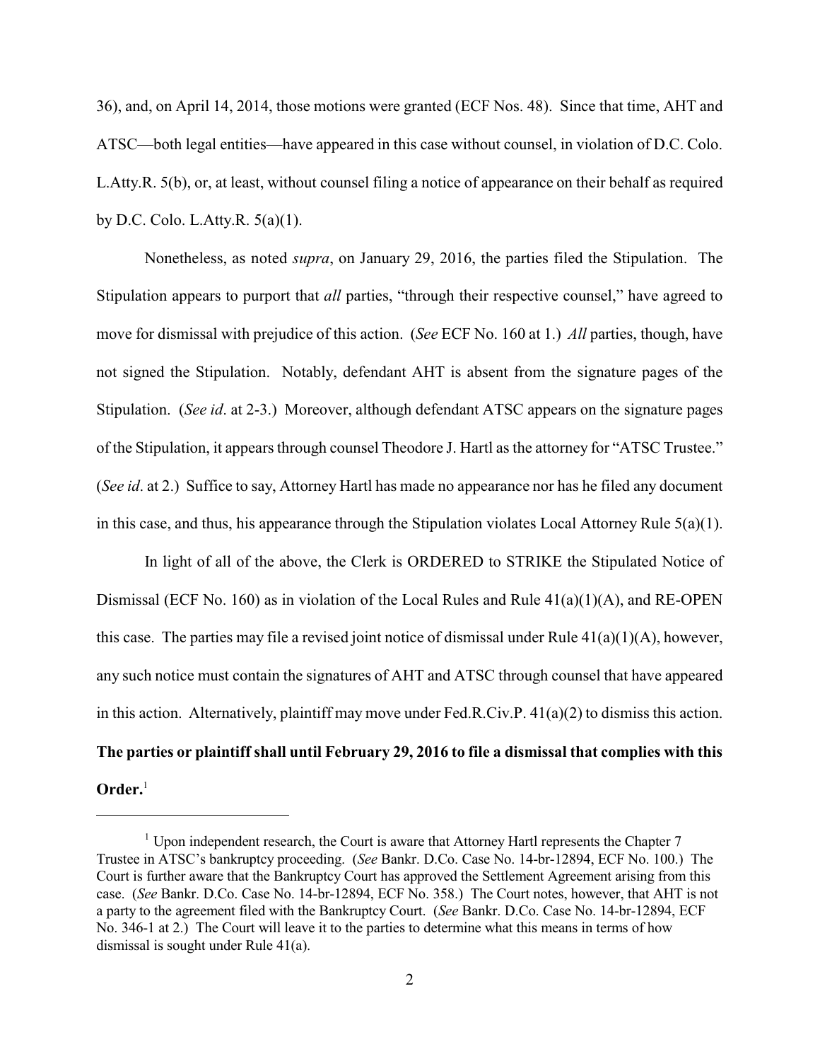36), and, on April 14, 2014, those motions were granted (ECF Nos. 48). Since that time, AHT and ATSC—both legal entities—have appeared in this case without counsel, in violation of D.C. Colo. L.Atty.R. 5(b), or, at least, without counsel filing a notice of appearance on their behalf as required by D.C. Colo. L.Atty.R. 5(a)(1).

Nonetheless, as noted *supra*, on January 29, 2016, the parties filed the Stipulation. The Stipulation appears to purport that *all* parties, "through their respective counsel," have agreed to move for dismissal with prejudice of this action. (*See* ECF No. 160 at 1.) *All* parties, though, have not signed the Stipulation. Notably, defendant AHT is absent from the signature pages of the Stipulation. (*See id*. at 2-3.) Moreover, although defendant ATSC appears on the signature pages of the Stipulation, it appears through counsel Theodore J. Hartl as the attorney for "ATSC Trustee." (*See id*. at 2.) Suffice to say, Attorney Hartl has made no appearance nor has he filed any document in this case, and thus, his appearance through the Stipulation violates Local Attorney Rule 5(a)(1).

In light of all of the above, the Clerk is ORDERED to STRIKE the Stipulated Notice of Dismissal (ECF No. 160) as in violation of the Local Rules and Rule 41(a)(1)(A), and RE-OPEN this case. The parties may file a revised joint notice of dismissal under Rule 41(a)(1)(A), however, any such notice must contain the signatures of AHT and ATSC through counsel that have appeared in this action. Alternatively, plaintiff may move under Fed.R.Civ.P. 41(a)(2) to dismiss this action. **The parties or plaintiff shall until February 29, 2016 to file a dismissal that complies with this Order.**[1]

---

[1] Upon independent research, the Court is aware that Attorney Hartl represents the Chapter 7 Trustee in ATSC's bankruptcy proceeding. (*See* Bankr. D.Co. Case No. 14-br-12894, ECF No. 100.) The Court is further aware that the Bankruptcy Court has approved the Settlement Agreement arising from this case. (*See* Bankr. D.Co. Case No. 14-br-12894, ECF No. 358.) The Court notes, however, that AHT is not a party to the agreement filed with the Bankruptcy Court. (*See* Bankr. D.Co. Case No. 14-br-12894, ECF No. 346-1 at 2.) The Court will leave it to the parties to determine what this means in terms of how dismissal is sought under Rule 41(a).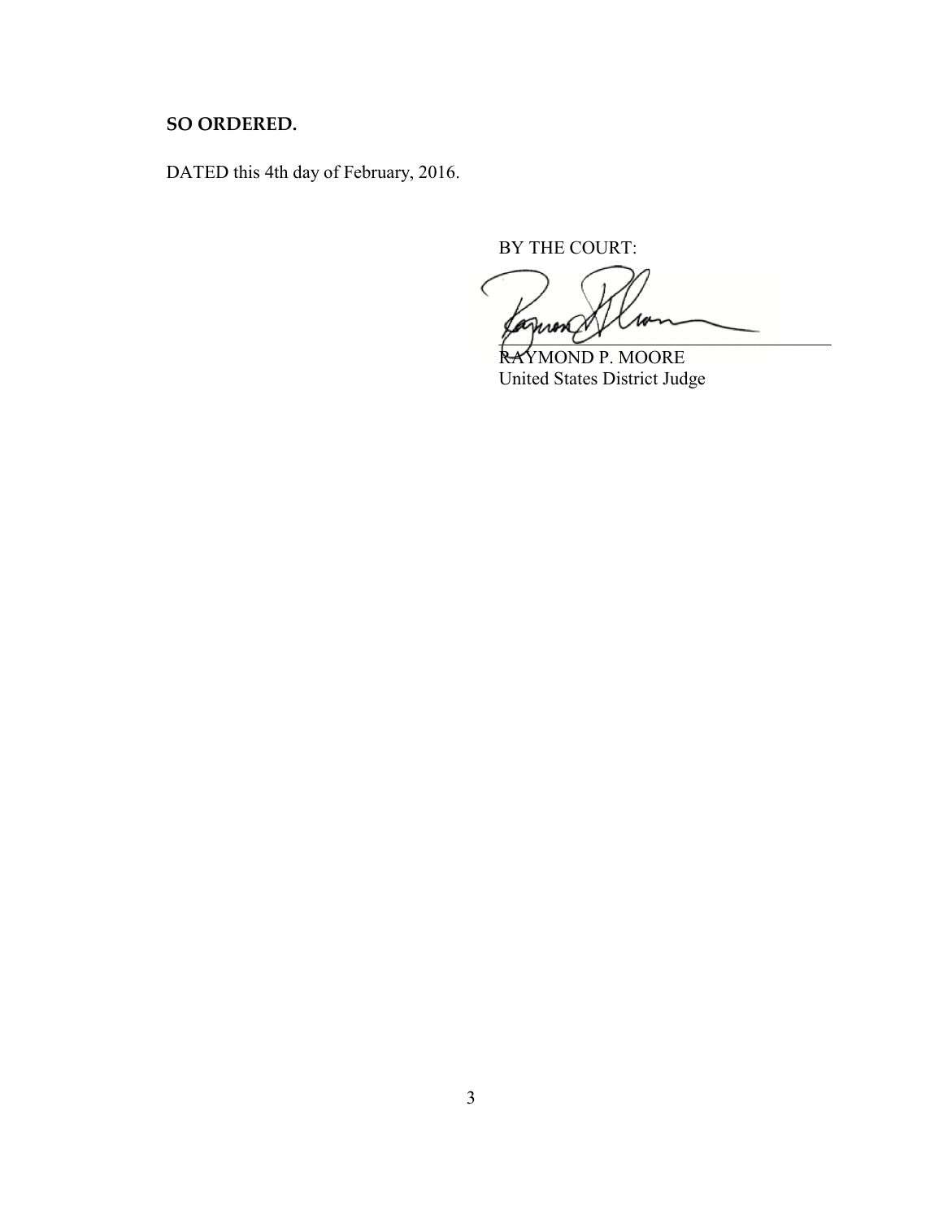**SO ORDERED.**

DATED this 4th day of February, 2016.

BY THE COURT:

RAYMOND P. MOORE
United States District Judge